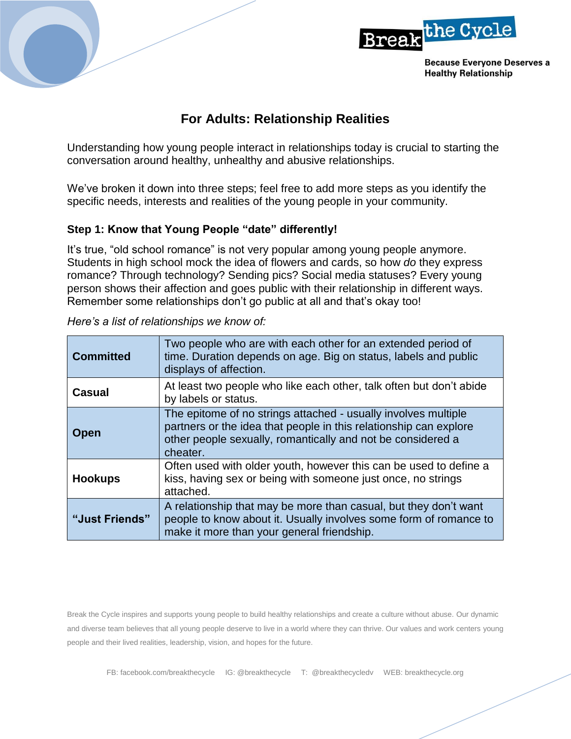Break the Cycle

Because Everyone Deserves a Healthy Relationship

# For Adults: Relationship Realities

Understanding how young people interact in relationships today is crucial to starting the conversation around healthy, unhealthy and abusive relationships.

We've broken it down into three steps; feel free to add more steps as you identify the specific needs, interests and realities of the young people in your community.

### Step 1: Know that Young People "date" differently!

It's true, "old school romance" is not very popular among young people anymore. Students in high school mock the idea of flowers and cards, so how *do* they express romance? Through technology? Sending pics? Social media statuses? Every young person shows their affection and goes public with their relationship in different ways. Remember some relationships don't go public at all and that's okay too!

*Here's a list of relationships we know of:*

| | |
|---|---|
| **Committed** | Two people who are with each other for an extended period of time. Duration depends on age. Big on status, labels and public displays of affection. |
| **Casual** | At least two people who like each other, talk often but don't abide by labels or status. |
| **Open** | The epitome of no strings attached - usually involves multiple partners or the idea that people in this relationship can explore other people sexually, romantically and not be considered a cheater. |
| **Hookups** | Often used with older youth, however this can be used to define a kiss, having sex or being with someone just once, no strings attached. |
| **"Just Friends"** | A relationship that may be more than casual, but they don't want people to know about it. Usually involves some form of romance to make it more than your general friendship. |

Break the Cycle inspires and supports young people to build healthy relationships and create a culture without abuse. Our dynamic and diverse team believes that all young people deserve to live in a world where they can thrive. Our values and work centers young people and their lived realities, leadership, vision, and hopes for the future.

FB: facebook.com/breakthecycle IG: @breakthecycle T: @breakthecycledv WEB: breakthecycle.org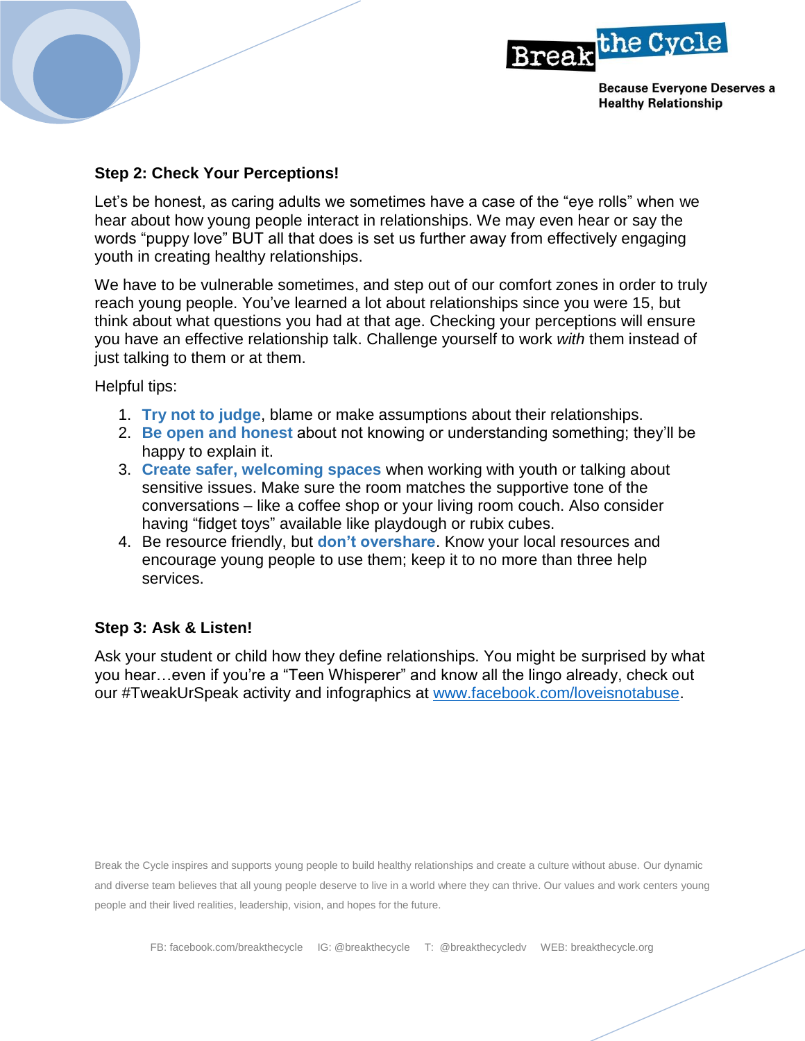### Step 2: Check Your Perceptions!

Let's be honest, as caring adults we sometimes have a case of the "eye rolls" when we hear about how young people interact in relationships. We may even hear or say the words "puppy love" BUT all that does is set us further away from effectively engaging youth in creating healthy relationships.

We have to be vulnerable sometimes, and step out of our comfort zones in order to truly reach young people. You've learned a lot about relationships since you were 15, but think about what questions you had at that age. Checking your perceptions will ensure you have an effective relationship talk. Challenge yourself to work *with* them instead of just talking to them or at them.

Helpful tips:

1. **Try not to judge**, blame or make assumptions about their relationships.
2. **Be open and honest** about not knowing or understanding something; they'll be happy to explain it.
3. **Create safer, welcoming spaces** when working with youth or talking about sensitive issues. Make sure the room matches the supportive tone of the conversations – like a coffee shop or your living room couch. Also consider having "fidget toys" available like playdough or rubix cubes.
4. Be resource friendly, but **don't overshare**. Know your local resources and encourage young people to use them; keep it to no more than three help services.

### Step 3: Ask & Listen!

Ask your student or child how they define relationships. You might be surprised by what you hear…even if you're a "Teen Whisperer" and know all the lingo already, check out our #TweakUrSpeak activity and infographics at [www.facebook.com/loveisnotabuse](http://www.facebook.com/loveisnotabuse).

Break the Cycle inspires and supports young people to build healthy relationships and create a culture without abuse. Our dynamic and diverse team believes that all young people deserve to live in a world where they can thrive. Our values and work centers young people and their lived realities, leadership, vision, and hopes for the future.

FB: facebook.com/breakthecycle IG: @breakthecycle T: @breakthecycledv WEB: breakthecycle.org